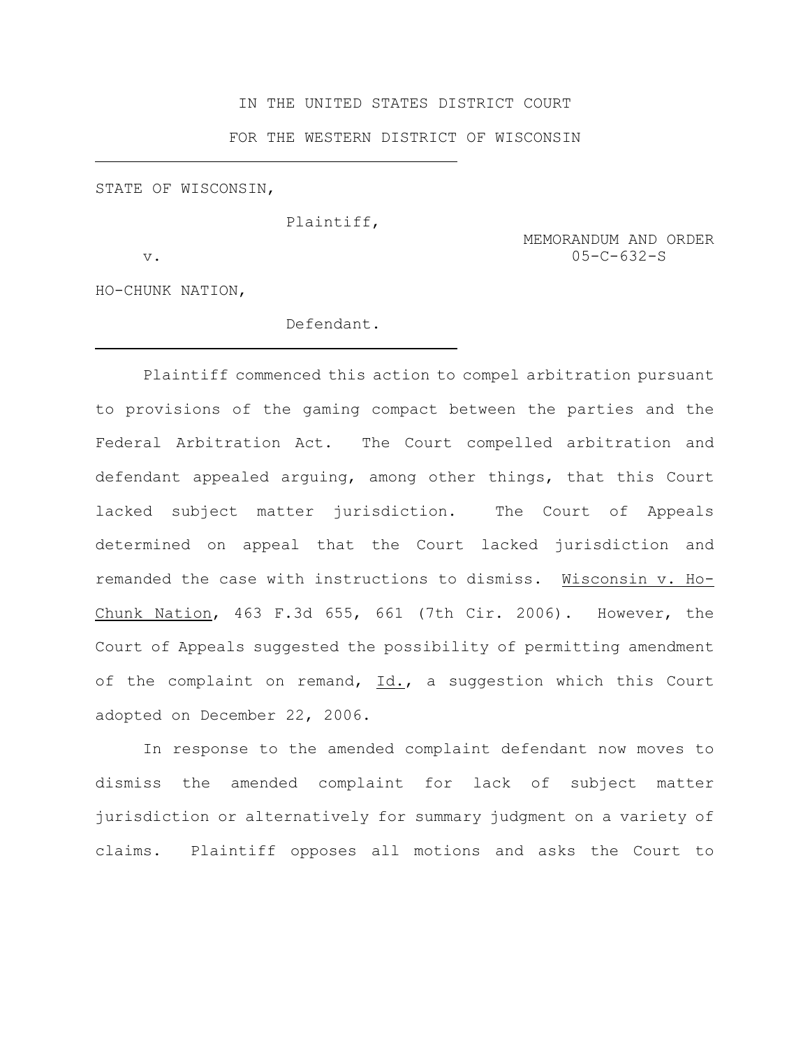IN THE UNITED STATES DISTRICT COURT

FOR THE WESTERN DISTRICT OF WISCONSIN

---

STATE OF WISCONSIN,

Plaintiff,

v.

MEMORANDUM AND ORDER
05-C-632-S

HO-CHUNK NATION,

Defendant.

---

Plaintiff commenced this action to compel arbitration pursuant to provisions of the gaming compact between the parties and the Federal Arbitration Act. The Court compelled arbitration and defendant appealed arguing, among other things, that this Court lacked subject matter jurisdiction. The Court of Appeals determined on appeal that the Court lacked jurisdiction and remanded the case with instructions to dismiss. Wisconsin v. Ho-Chunk Nation, 463 F.3d 655, 661 (7th Cir. 2006). However, the Court of Appeals suggested the possibility of permitting amendment of the complaint on remand, Id., a suggestion which this Court adopted on December 22, 2006.

In response to the amended complaint defendant now moves to dismiss the amended complaint for lack of subject matter jurisdiction or alternatively for summary judgment on a variety of claims. Plaintiff opposes all motions and asks the Court to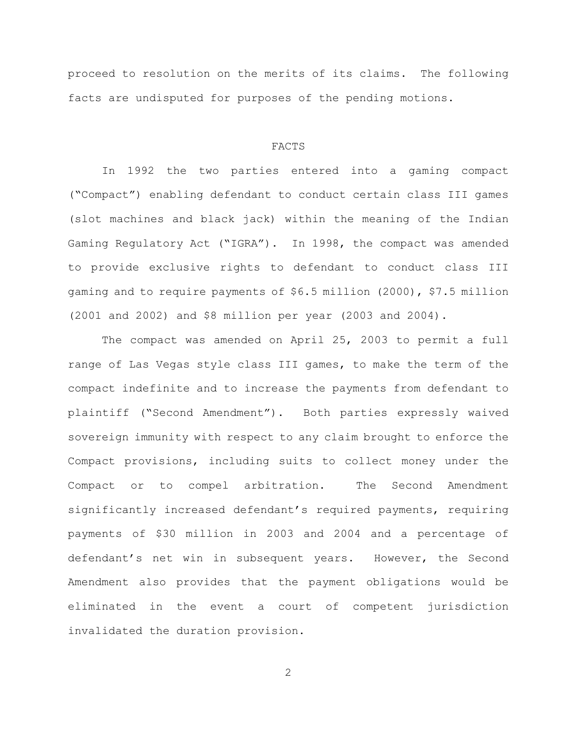proceed to resolution on the merits of its claims. The following facts are undisputed for purposes of the pending motions.

## FACTS

In 1992 the two parties entered into a gaming compact ("Compact") enabling defendant to conduct certain class III games (slot machines and black jack) within the meaning of the Indian Gaming Regulatory Act ("IGRA"). In 1998, the compact was amended to provide exclusive rights to defendant to conduct class III gaming and to require payments of $6.5 million (2000), $7.5 million (2001 and 2002) and $8 million per year (2003 and 2004).

The compact was amended on April 25, 2003 to permit a full range of Las Vegas style class III games, to make the term of the compact indefinite and to increase the payments from defendant to plaintiff ("Second Amendment"). Both parties expressly waived sovereign immunity with respect to any claim brought to enforce the Compact provisions, including suits to collect money under the Compact or to compel arbitration. The Second Amendment significantly increased defendant's required payments, requiring payments of $30 million in 2003 and 2004 and a percentage of defendant's net win in subsequent years. However, the Second Amendment also provides that the payment obligations would be eliminated in the event a court of competent jurisdiction invalidated the duration provision.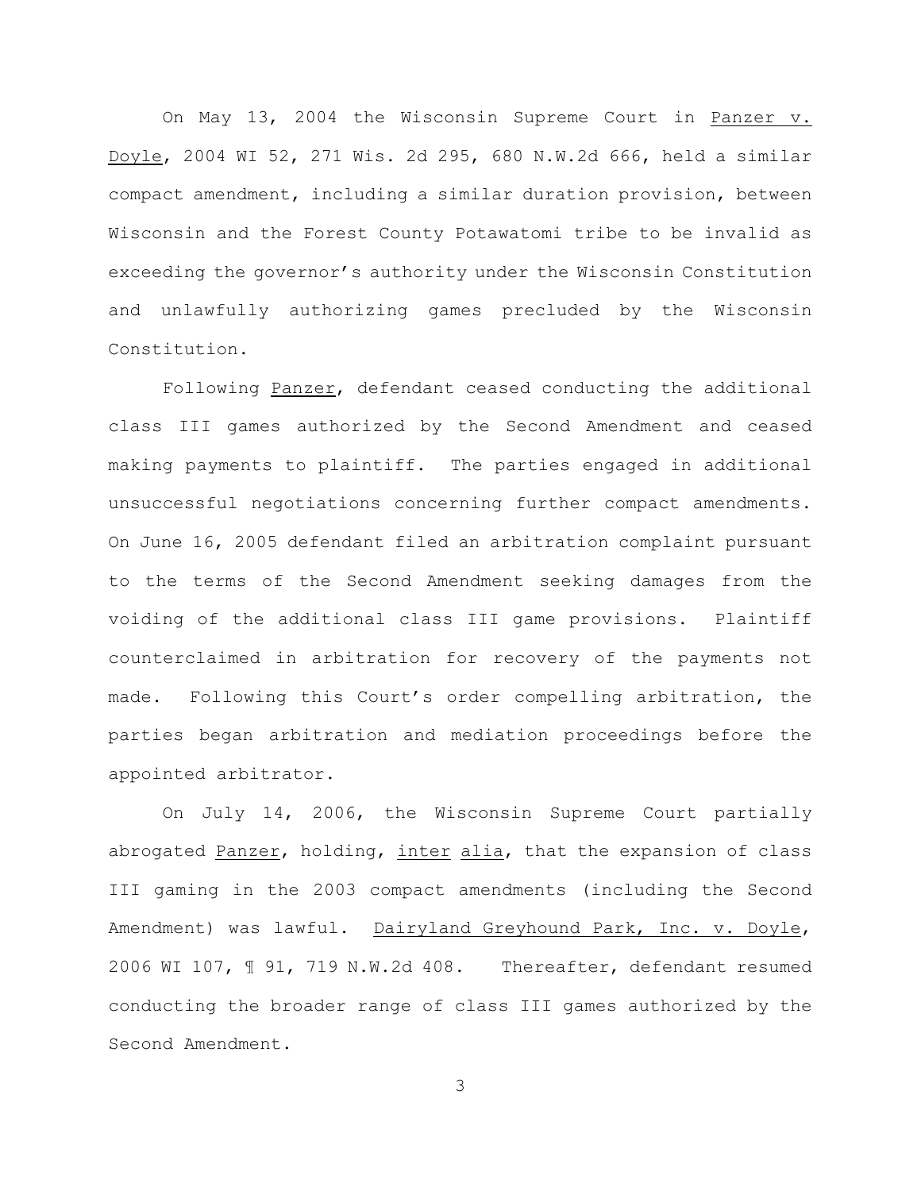On May 13, 2004 the Wisconsin Supreme Court in Panzer v. Doyle, 2004 WI 52, 271 Wis. 2d 295, 680 N.W.2d 666, held a similar compact amendment, including a similar duration provision, between Wisconsin and the Forest County Potawatomi tribe to be invalid as exceeding the governor's authority under the Wisconsin Constitution and unlawfully authorizing games precluded by the Wisconsin Constitution.

Following Panzer, defendant ceased conducting the additional class III games authorized by the Second Amendment and ceased making payments to plaintiff. The parties engaged in additional unsuccessful negotiations concerning further compact amendments. On June 16, 2005 defendant filed an arbitration complaint pursuant to the terms of the Second Amendment seeking damages from the voiding of the additional class III game provisions. Plaintiff counterclaimed in arbitration for recovery of the payments not made. Following this Court's order compelling arbitration, the parties began arbitration and mediation proceedings before the appointed arbitrator.

On July 14, 2006, the Wisconsin Supreme Court partially abrogated Panzer, holding, inter alia, that the expansion of class III gaming in the 2003 compact amendments (including the Second Amendment) was lawful. Dairyland Greyhound Park, Inc. v. Doyle, 2006 WI 107, ¶ 91, 719 N.W.2d 408. Thereafter, defendant resumed conducting the broader range of class III games authorized by the Second Amendment.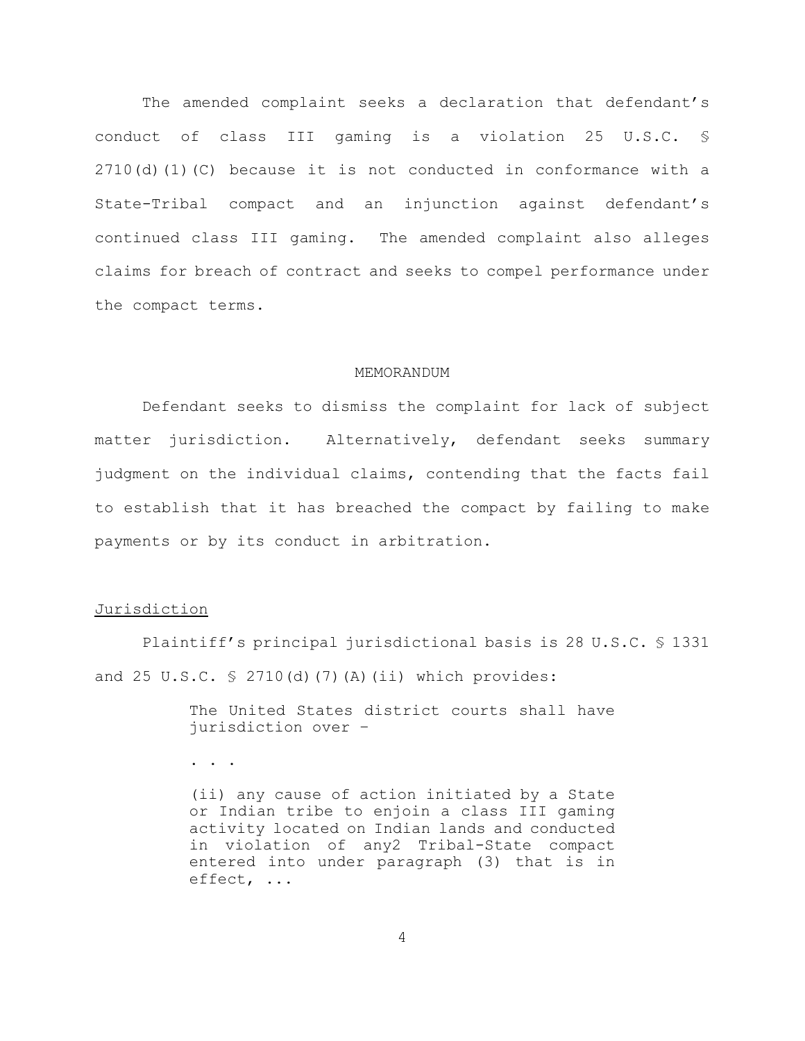The amended complaint seeks a declaration that defendant's conduct of class III gaming is a violation 25 U.S.C. § 2710(d)(1)(C) because it is not conducted in conformance with a State-Tribal compact and an injunction against defendant's continued class III gaming. The amended complaint also alleges claims for breach of contract and seeks to compel performance under the compact terms.

## MEMORANDUM

Defendant seeks to dismiss the complaint for lack of subject matter jurisdiction. Alternatively, defendant seeks summary judgment on the individual claims, contending that the facts fail to establish that it has breached the compact by failing to make payments or by its conduct in arbitration.

### Jurisdiction

Plaintiff's principal jurisdictional basis is 28 U.S.C. § 1331 and 25 U.S.C. § 2710(d)(7)(A)(ii) which provides:

> The United States district courts shall have jurisdiction over –
>
> . . .
>
> (ii) any cause of action initiated by a State or Indian tribe to enjoin a class III gaming activity located on Indian lands and conducted in violation of any[2] Tribal-State compact entered into under paragraph (3) that is in effect, ...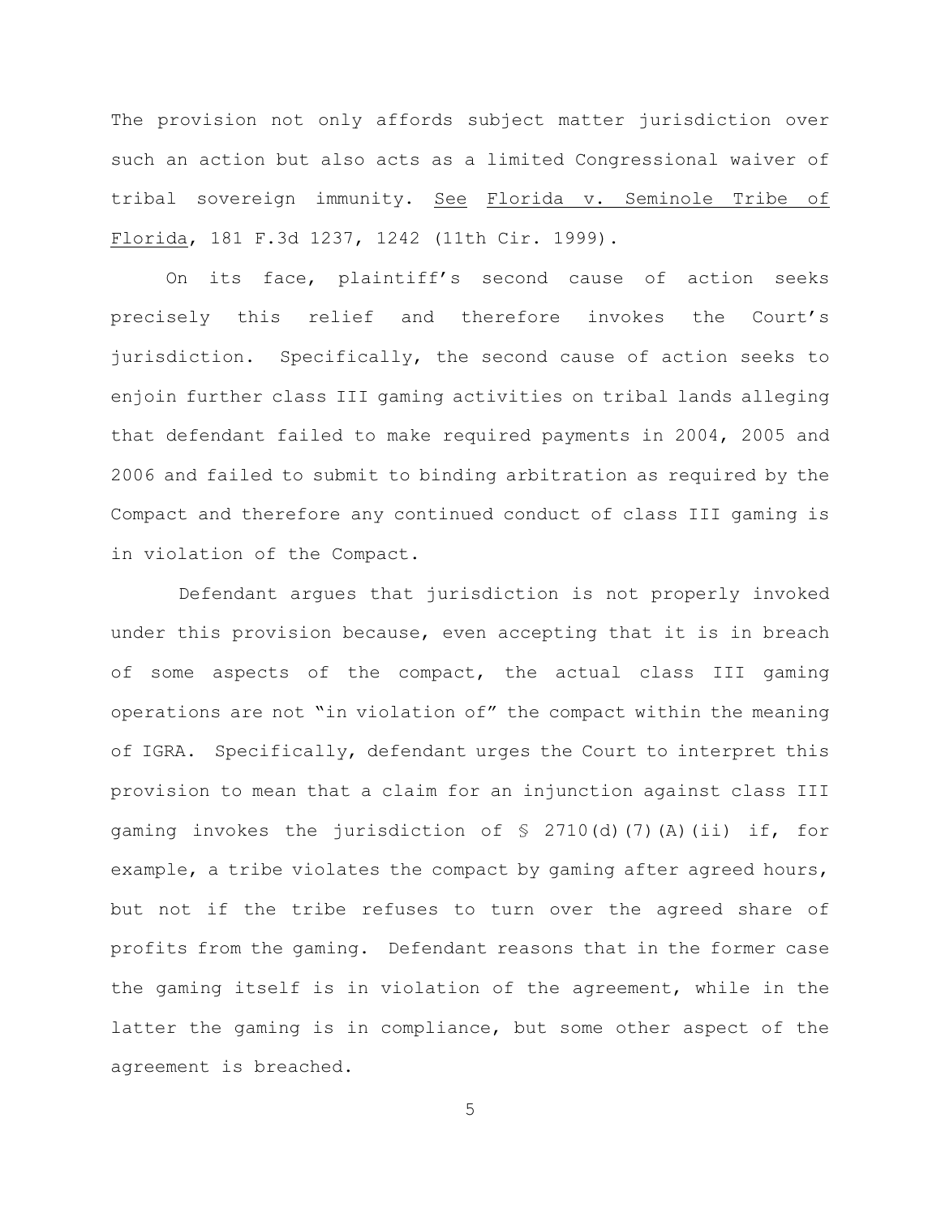The provision not only affords subject matter jurisdiction over such an action but also acts as a limited Congressional waiver of tribal sovereign immunity. See Florida v. Seminole Tribe of Florida, 181 F.3d 1237, 1242 (11th Cir. 1999).

On its face, plaintiff's second cause of action seeks precisely this relief and therefore invokes the Court's jurisdiction. Specifically, the second cause of action seeks to enjoin further class III gaming activities on tribal lands alleging that defendant failed to make required payments in 2004, 2005 and 2006 and failed to submit to binding arbitration as required by the Compact and therefore any continued conduct of class III gaming is in violation of the Compact.

Defendant argues that jurisdiction is not properly invoked under this provision because, even accepting that it is in breach of some aspects of the compact, the actual class III gaming operations are not "in violation of" the compact within the meaning of IGRA. Specifically, defendant urges the Court to interpret this provision to mean that a claim for an injunction against class III gaming invokes the jurisdiction of § 2710(d)(7)(A)(ii) if, for example, a tribe violates the compact by gaming after agreed hours, but not if the tribe refuses to turn over the agreed share of profits from the gaming. Defendant reasons that in the former case the gaming itself is in violation of the agreement, while in the latter the gaming is in compliance, but some other aspect of the agreement is breached.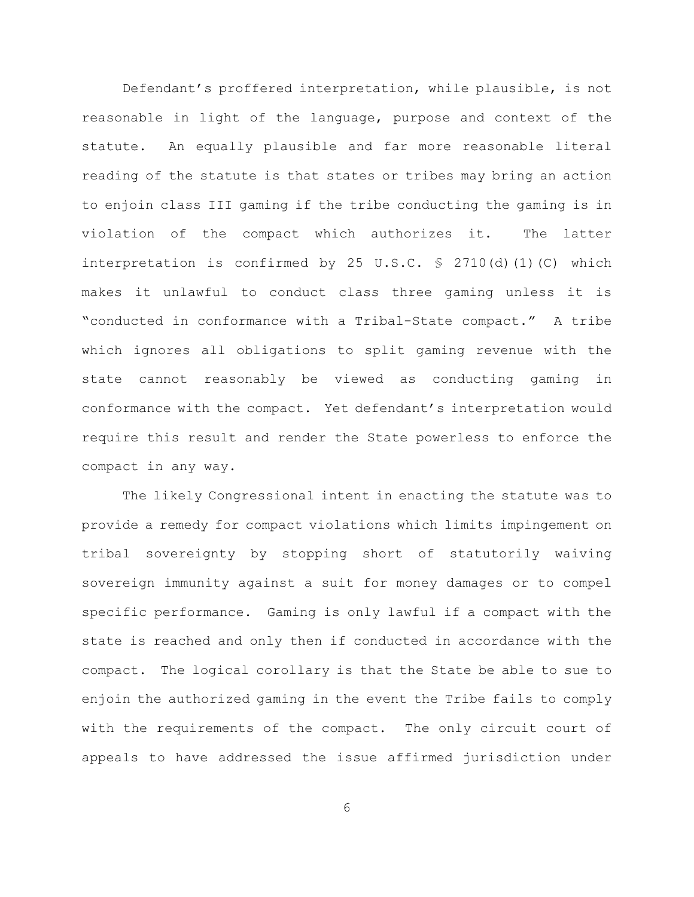Defendant's proffered interpretation, while plausible, is not reasonable in light of the language, purpose and context of the statute. An equally plausible and far more reasonable literal reading of the statute is that states or tribes may bring an action to enjoin class III gaming if the tribe conducting the gaming is in violation of the compact which authorizes it. The latter interpretation is confirmed by 25 U.S.C. § 2710(d)(1)(C) which makes it unlawful to conduct class three gaming unless it is "conducted in conformance with a Tribal-State compact." A tribe which ignores all obligations to split gaming revenue with the state cannot reasonably be viewed as conducting gaming in conformance with the compact. Yet defendant's interpretation would require this result and render the State powerless to enforce the compact in any way.

The likely Congressional intent in enacting the statute was to provide a remedy for compact violations which limits impingement on tribal sovereignty by stopping short of statutorily waiving sovereign immunity against a suit for money damages or to compel specific performance. Gaming is only lawful if a compact with the state is reached and only then if conducted in accordance with the compact. The logical corollary is that the State be able to sue to enjoin the authorized gaming in the event the Tribe fails to comply with the requirements of the compact. The only circuit court of appeals to have addressed the issue affirmed jurisdiction under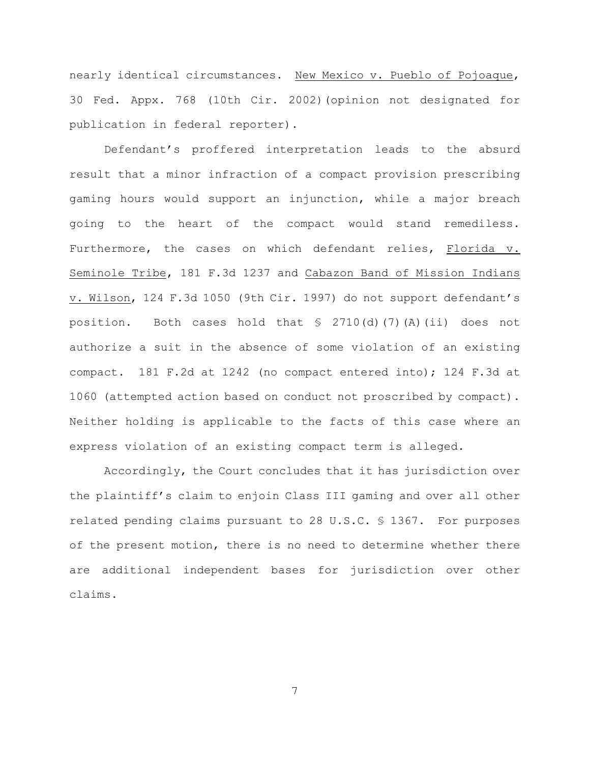nearly identical circumstances. New Mexico v. Pueblo of Pojoaque, 30 Fed. Appx. 768 (10th Cir. 2002)(opinion not designated for publication in federal reporter).

Defendant's proffered interpretation leads to the absurd result that a minor infraction of a compact provision prescribing gaming hours would support an injunction, while a major breach going to the heart of the compact would stand remediless. Furthermore, the cases on which defendant relies, Florida v. Seminole Tribe, 181 F.3d 1237 and Cabazon Band of Mission Indians v. Wilson, 124 F.3d 1050 (9th Cir. 1997) do not support defendant's position. Both cases hold that § 2710(d)(7)(A)(ii) does not authorize a suit in the absence of some violation of an existing compact. 181 F.2d at 1242 (no compact entered into); 124 F.3d at 1060 (attempted action based on conduct not proscribed by compact). Neither holding is applicable to the facts of this case where an express violation of an existing compact term is alleged.

Accordingly, the Court concludes that it has jurisdiction over the plaintiff's claim to enjoin Class III gaming and over all other related pending claims pursuant to 28 U.S.C. § 1367. For purposes of the present motion, there is no need to determine whether there are additional independent bases for jurisdiction over other claims.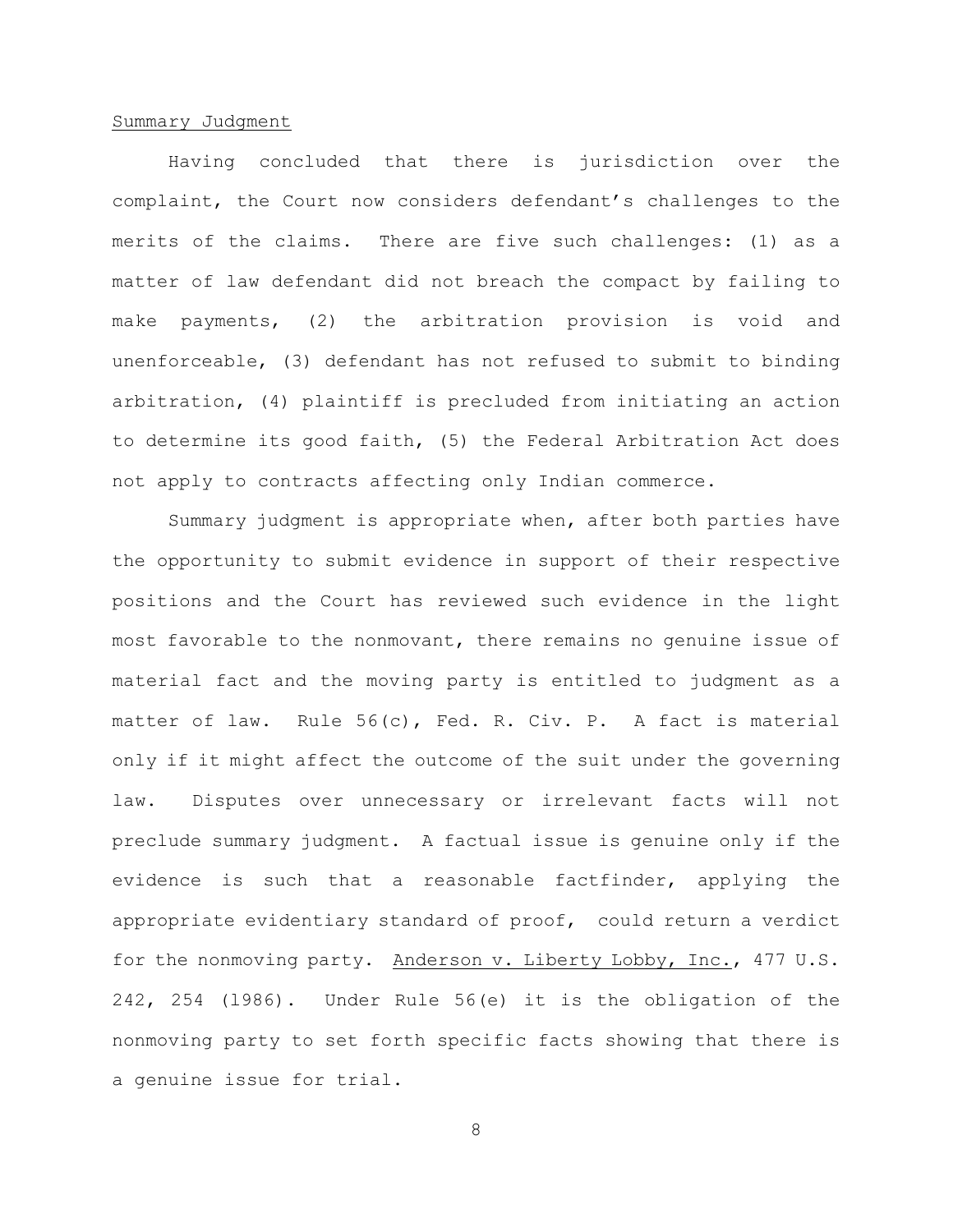<u>Summary Judgment</u>

Having concluded that there is jurisdiction over the complaint, the Court now considers defendant's challenges to the merits of the claims. There are five such challenges: (1) as a matter of law defendant did not breach the compact by failing to make payments, (2) the arbitration provision is void and unenforceable, (3) defendant has not refused to submit to binding arbitration, (4) plaintiff is precluded from initiating an action to determine its good faith, (5) the Federal Arbitration Act does not apply to contracts affecting only Indian commerce.

Summary judgment is appropriate when, after both parties have the opportunity to submit evidence in support of their respective positions and the Court has reviewed such evidence in the light most favorable to the nonmovant, there remains no genuine issue of material fact and the moving party is entitled to judgment as a matter of law. Rule 56(c), Fed. R. Civ. P. A fact is material only if it might affect the outcome of the suit under the governing law. Disputes over unnecessary or irrelevant facts will not preclude summary judgment. A factual issue is genuine only if the evidence is such that a reasonable factfinder, applying the appropriate evidentiary standard of proof, could return a verdict for the nonmoving party. <u>Anderson v. Liberty Lobby, Inc.</u>, 477 U.S. 242, 254 (1986). Under Rule 56(e) it is the obligation of the nonmoving party to set forth specific facts showing that there is a genuine issue for trial.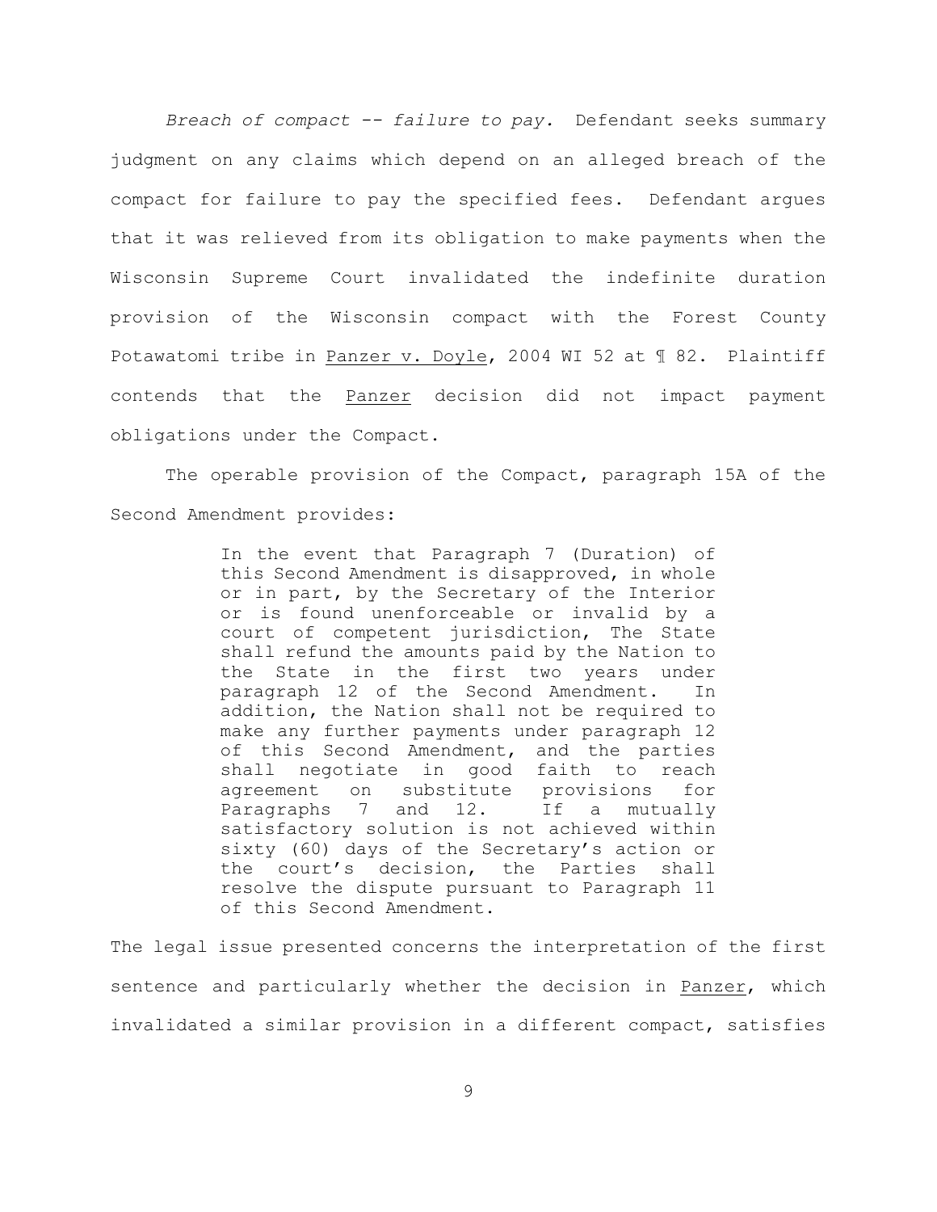*Breach of compact -- failure to pay.* Defendant seeks summary judgment on any claims which depend on an alleged breach of the compact for failure to pay the specified fees. Defendant argues that it was relieved from its obligation to make payments when the Wisconsin Supreme Court invalidated the indefinite duration provision of the Wisconsin compact with the Forest County Potawatomi tribe in <u>Panzer v. Doyle</u>, 2004 WI 52 at ¶ 82. Plaintiff contends that the <u>Panzer</u> decision did not impact payment obligations under the Compact.

The operable provision of the Compact, paragraph 15A of the Second Amendment provides:

> In the event that Paragraph 7 (Duration) of this Second Amendment is disapproved, in whole or in part, by the Secretary of the Interior or is found unenforceable or invalid by a court of competent jurisdiction, The State shall refund the amounts paid by the Nation to the State in the first two years under paragraph 12 of the Second Amendment. In addition, the Nation shall not be required to make any further payments under paragraph 12 of this Second Amendment, and the parties shall negotiate in good faith to reach agreement on substitute provisions for Paragraphs 7 and 12. If a mutually satisfactory solution is not achieved within sixty (60) days of the Secretary's action or the court's decision, the Parties shall resolve the dispute pursuant to Paragraph 11 of this Second Amendment.

The legal issue presented concerns the interpretation of the first sentence and particularly whether the decision in <u>Panzer</u>, which invalidated a similar provision in a different compact, satisfies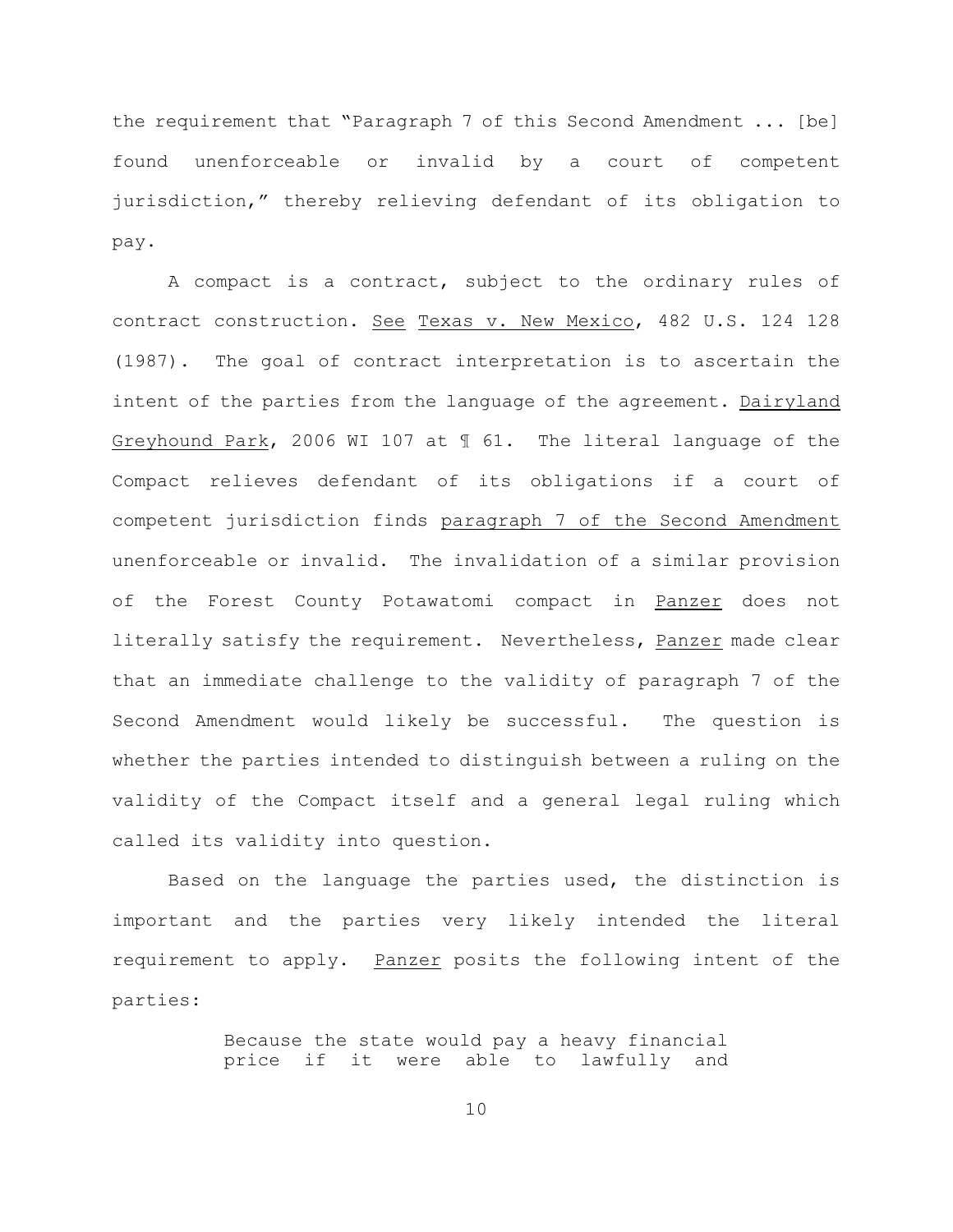the requirement that "Paragraph 7 of this Second Amendment ... [be] found unenforceable or invalid by a court of competent jurisdiction," thereby relieving defendant of its obligation to pay.

A compact is a contract, subject to the ordinary rules of contract construction. See Texas v. New Mexico, 482 U.S. 124 128 (1987). The goal of contract interpretation is to ascertain the intent of the parties from the language of the agreement. Dairyland Greyhound Park, 2006 WI 107 at ¶ 61. The literal language of the Compact relieves defendant of its obligations if a court of competent jurisdiction finds paragraph 7 of the Second Amendment unenforceable or invalid. The invalidation of a similar provision of the Forest County Potawatomi compact in Panzer does not literally satisfy the requirement. Nevertheless, Panzer made clear that an immediate challenge to the validity of paragraph 7 of the Second Amendment would likely be successful. The question is whether the parties intended to distinguish between a ruling on the validity of the Compact itself and a general legal ruling which called its validity into question.

Based on the language the parties used, the distinction is important and the parties very likely intended the literal requirement to apply. Panzer posits the following intent of the parties:

> Because the state would pay a heavy financial price if it were able to lawfully and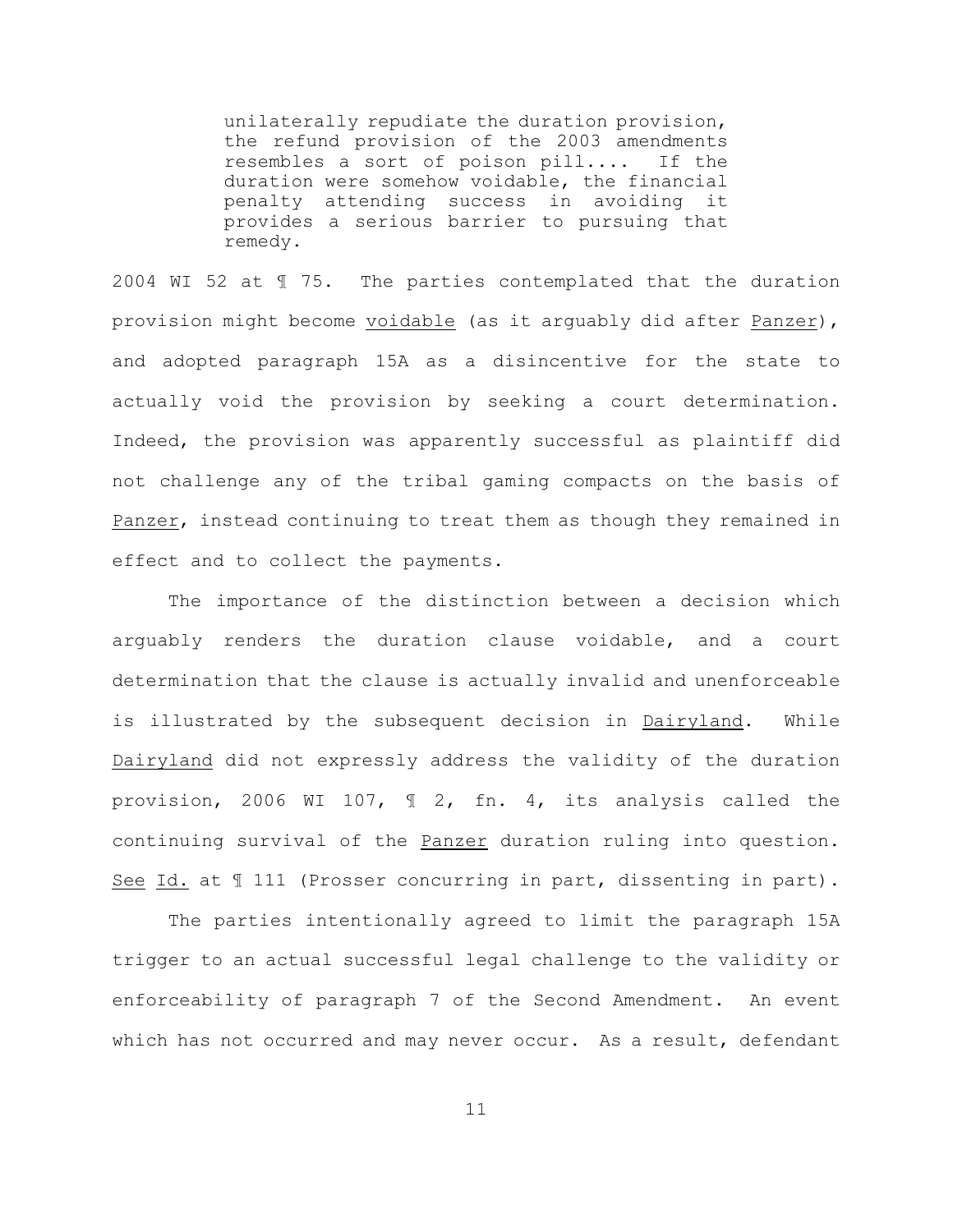> unilaterally repudiate the duration provision, the refund provision of the 2003 amendments resembles a sort of poison pill.... If the duration were somehow voidable, the financial penalty attending success in avoiding it provides a serious barrier to pursuing that remedy.

2004 WI 52 at ¶ 75. The parties contemplated that the duration provision might become voidable (as it arguably did after Panzer), and adopted paragraph 15A as a disincentive for the state to actually void the provision by seeking a court determination. Indeed, the provision was apparently successful as plaintiff did not challenge any of the tribal gaming compacts on the basis of Panzer, instead continuing to treat them as though they remained in effect and to collect the payments.

The importance of the distinction between a decision which arguably renders the duration clause voidable, and a court determination that the clause is actually invalid and unenforceable is illustrated by the subsequent decision in Dairyland. While Dairyland did not expressly address the validity of the duration provision, 2006 WI 107, ¶ 2, fn. 4, its analysis called the continuing survival of the Panzer duration ruling into question. See Id. at ¶ 111 (Prosser concurring in part, dissenting in part).

The parties intentionally agreed to limit the paragraph 15A trigger to an actual successful legal challenge to the validity or enforceability of paragraph 7 of the Second Amendment. An event which has not occurred and may never occur. As a result, defendant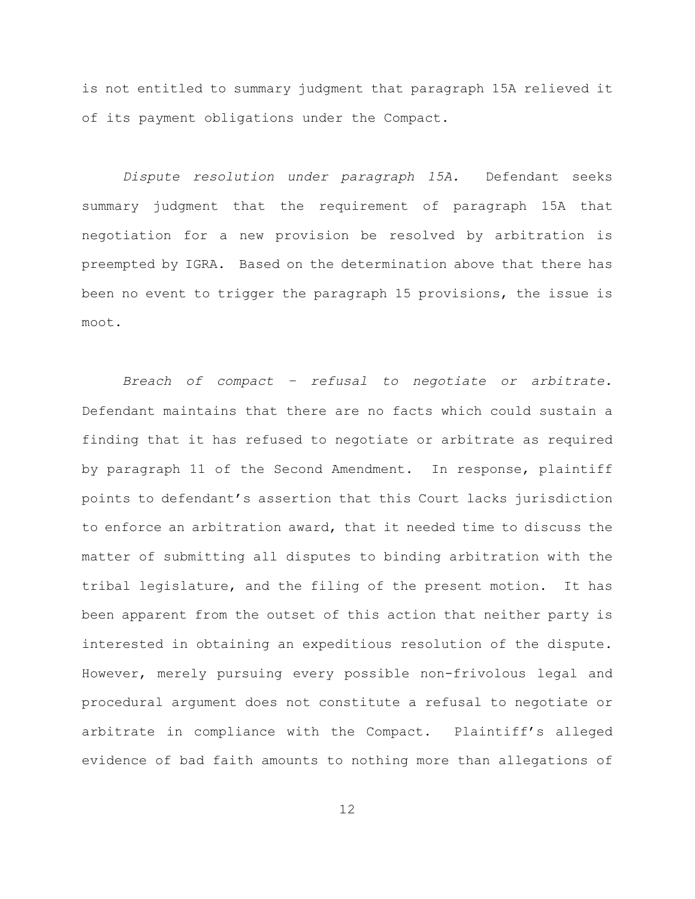is not entitled to summary judgment that paragraph 15A relieved it of its payment obligations under the Compact.

*Dispute resolution under paragraph 15A.* Defendant seeks summary judgment that the requirement of paragraph 15A that negotiation for a new provision be resolved by arbitration is preempted by IGRA. Based on the determination above that there has been no event to trigger the paragraph 15 provisions, the issue is moot.

*Breach of compact – refusal to negotiate or arbitrate.* Defendant maintains that there are no facts which could sustain a finding that it has refused to negotiate or arbitrate as required by paragraph 11 of the Second Amendment. In response, plaintiff points to defendant's assertion that this Court lacks jurisdiction to enforce an arbitration award, that it needed time to discuss the matter of submitting all disputes to binding arbitration with the tribal legislature, and the filing of the present motion. It has been apparent from the outset of this action that neither party is interested in obtaining an expeditious resolution of the dispute. However, merely pursuing every possible non-frivolous legal and procedural argument does not constitute a refusal to negotiate or arbitrate in compliance with the Compact. Plaintiff's alleged evidence of bad faith amounts to nothing more than allegations of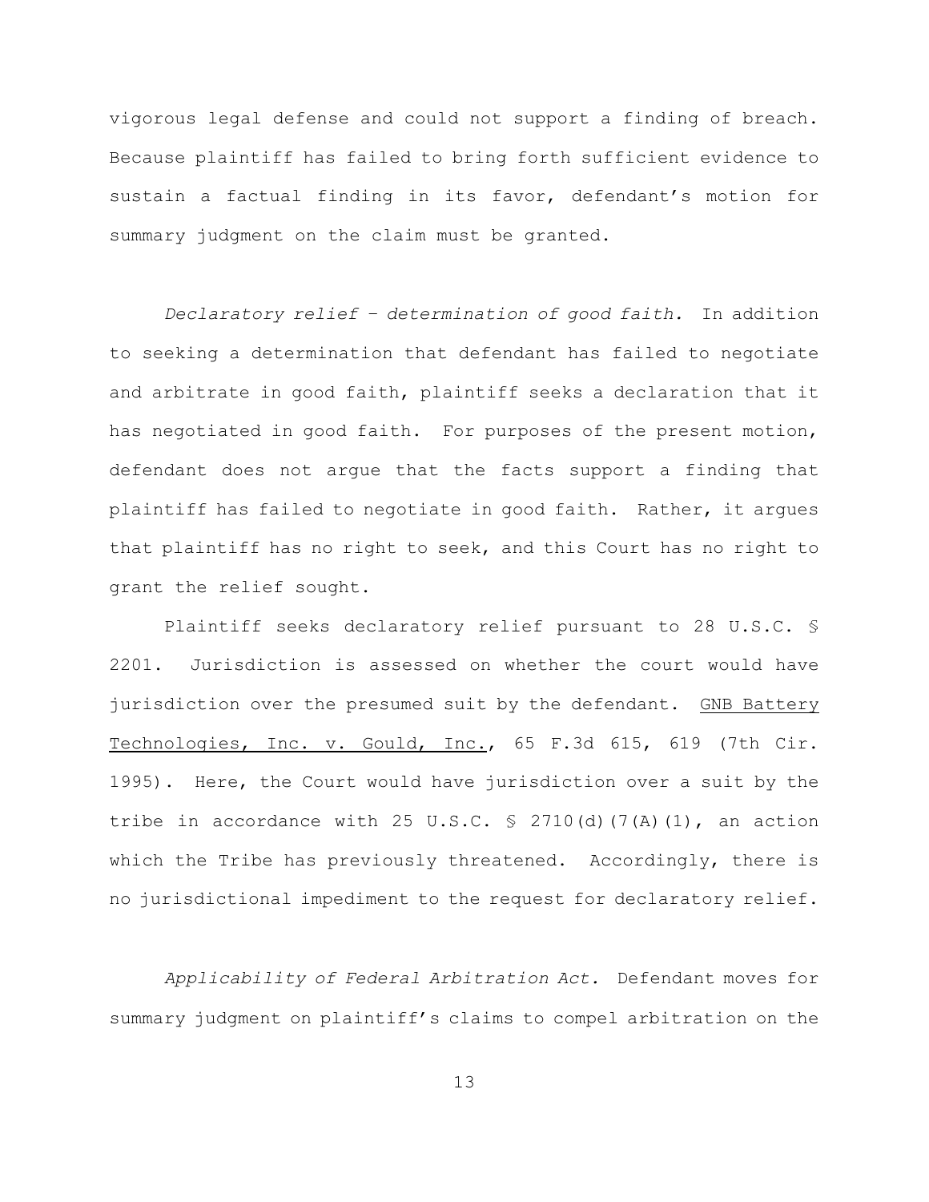vigorous legal defense and could not support a finding of breach. Because plaintiff has failed to bring forth sufficient evidence to sustain a factual finding in its favor, defendant's motion for summary judgment on the claim must be granted.

*Declaratory relief – determination of good faith.* In addition to seeking a determination that defendant has failed to negotiate and arbitrate in good faith, plaintiff seeks a declaration that it has negotiated in good faith. For purposes of the present motion, defendant does not argue that the facts support a finding that plaintiff has failed to negotiate in good faith. Rather, it argues that plaintiff has no right to seek, and this Court has no right to grant the relief sought.

Plaintiff seeks declaratory relief pursuant to 28 U.S.C. § 2201. Jurisdiction is assessed on whether the court would have jurisdiction over the presumed suit by the defendant. GNB Battery Technologies, Inc. v. Gould, Inc., 65 F.3d 615, 619 (7th Cir. 1995). Here, the Court would have jurisdiction over a suit by the tribe in accordance with 25 U.S.C. § 2710(d)(7(A)(1), an action which the Tribe has previously threatened. Accordingly, there is no jurisdictional impediment to the request for declaratory relief.

*Applicability of Federal Arbitration Act.* Defendant moves for summary judgment on plaintiff's claims to compel arbitration on the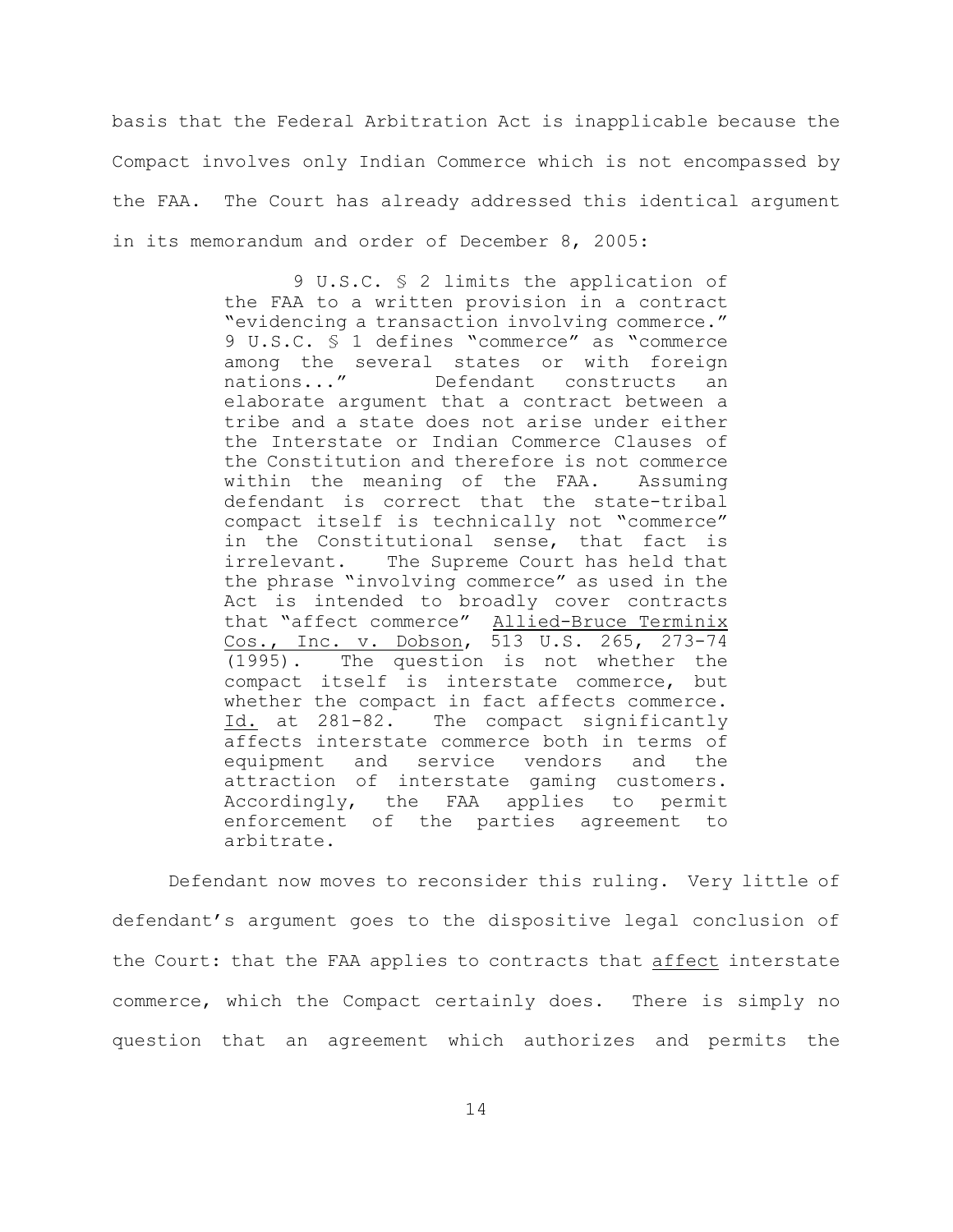basis that the Federal Arbitration Act is inapplicable because the Compact involves only Indian Commerce which is not encompassed by the FAA. The Court has already addressed this identical argument in its memorandum and order of December 8, 2005:

> 9 U.S.C. § 2 limits the application of the FAA to a written provision in a contract "evidencing a transaction involving commerce." 9 U.S.C. § 1 defines "commerce" as "commerce among the several states or with foreign nations..." Defendant constructs an elaborate argument that a contract between a tribe and a state does not arise under either the Interstate or Indian Commerce Clauses of the Constitution and therefore is not commerce within the meaning of the FAA. Assuming defendant is correct that the state-tribal compact itself is technically not "commerce" in the Constitutional sense, that fact is irrelevant. The Supreme Court has held that the phrase "involving commerce" as used in the Act is intended to broadly cover contracts that "affect commerce" Allied-Bruce Terminix Cos., Inc. v. Dobson, 513 U.S. 265, 273-74 (1995). The question is not whether the compact itself is interstate commerce, but whether the compact in fact affects commerce. Id. at 281-82. The compact significantly affects interstate commerce both in terms of equipment and service vendors and the attraction of interstate gaming customers. Accordingly, the FAA applies to permit enforcement of the parties agreement to arbitrate.

Defendant now moves to reconsider this ruling. Very little of defendant's argument goes to the dispositive legal conclusion of the Court: that the FAA applies to contracts that affect interstate commerce, which the Compact certainly does. There is simply no question that an agreement which authorizes and permits the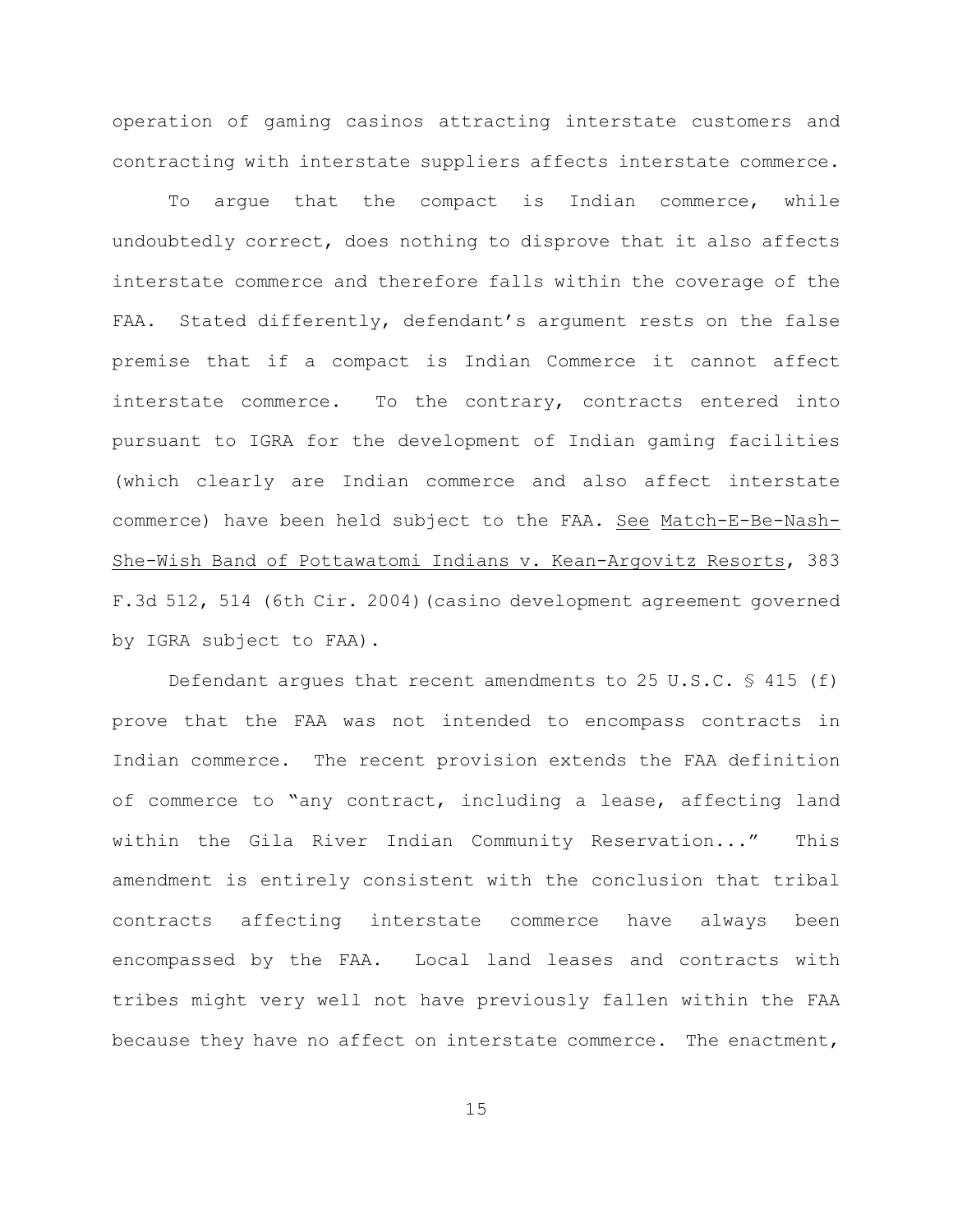operation of gaming casinos attracting interstate customers and contracting with interstate suppliers affects interstate commerce.

To argue that the compact is Indian commerce, while undoubtedly correct, does nothing to disprove that it also affects interstate commerce and therefore falls within the coverage of the FAA. Stated differently, defendant's argument rests on the false premise that if a compact is Indian Commerce it cannot affect interstate commerce. To the contrary, contracts entered into pursuant to IGRA for the development of Indian gaming facilities (which clearly are Indian commerce and also affect interstate commerce) have been held subject to the FAA. See Match-E-Be-Nash-She-Wish Band of Pottawatomi Indians v. Kean-Argovitz Resorts, 383 F.3d 512, 514 (6th Cir. 2004)(casino development agreement governed by IGRA subject to FAA).

Defendant argues that recent amendments to 25 U.S.C. § 415 (f) prove that the FAA was not intended to encompass contracts in Indian commerce. The recent provision extends the FAA definition of commerce to "any contract, including a lease, affecting land within the Gila River Indian Community Reservation..." This amendment is entirely consistent with the conclusion that tribal contracts affecting interstate commerce have always been encompassed by the FAA. Local land leases and contracts with tribes might very well not have previously fallen within the FAA because they have no affect on interstate commerce. The enactment,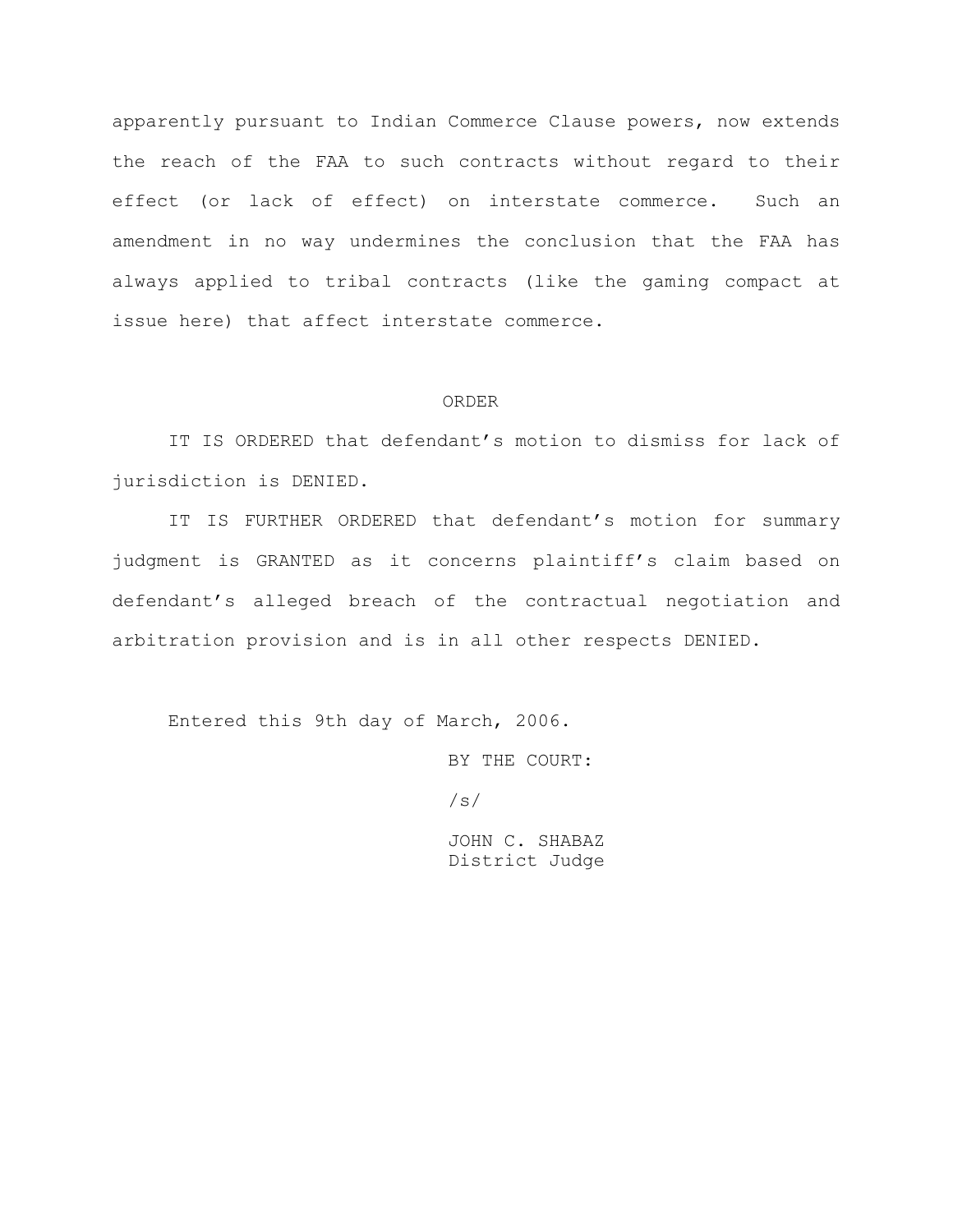apparently pursuant to Indian Commerce Clause powers, now extends the reach of the FAA to such contracts without regard to their effect (or lack of effect) on interstate commerce. Such an amendment in no way undermines the conclusion that the FAA has always applied to tribal contracts (like the gaming compact at issue here) that affect interstate commerce.

## ORDER

IT IS ORDERED that defendant's motion to dismiss for lack of jurisdiction is DENIED.

IT IS FURTHER ORDERED that defendant's motion for summary judgment is GRANTED as it concerns plaintiff's claim based on defendant's alleged breach of the contractual negotiation and arbitration provision and is in all other respects DENIED.

Entered this 9th day of March, 2006.

BY THE COURT:

/s/

JOHN C. SHABAZ
District Judge